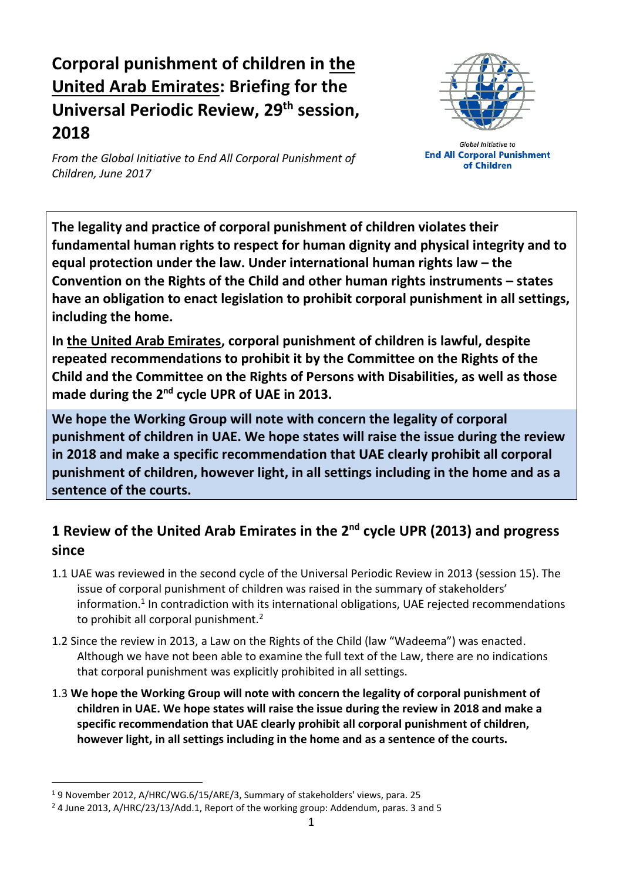# Corporal punishment of children in the United Arab Emirates: Briefing for the Universal Periodic Review, 29th session, 2018

*From the Global Initiative to End All Corporal Punishment of Children, June 2017*

Global Initiative to
**End All Corporal Punishment of Children**

**The legality and practice of corporal punishment of children violates their fundamental human rights to respect for human dignity and physical integrity and to equal protection under the law. Under international human rights law – the Convention on the Rights of the Child and other human rights instruments – states have an obligation to enact legislation to prohibit corporal punishment in all settings, including the home.**

**In the United Arab Emirates, corporal punishment of children is lawful, despite repeated recommendations to prohibit it by the Committee on the Rights of the Child and the Committee on the Rights of Persons with Disabilities, as well as those made during the 2nd cycle UPR of UAE in 2013.**

**We hope the Working Group will note with concern the legality of corporal punishment of children in UAE. We hope states will raise the issue during the review in 2018 and make a specific recommendation that UAE clearly prohibit all corporal punishment of children, however light, in all settings including in the home and as a sentence of the courts.**

## 1 Review of the United Arab Emirates in the 2nd cycle UPR (2013) and progress since

1.1 UAE was reviewed in the second cycle of the Universal Periodic Review in 2013 (session 15). The issue of corporal punishment of children was raised in the summary of stakeholders' information.[1] In contradiction with its international obligations, UAE rejected recommendations to prohibit all corporal punishment.[2]

1.2 Since the review in 2013, a Law on the Rights of the Child (law "Wadeema") was enacted. Although we have not been able to examine the full text of the Law, there are no indications that corporal punishment was explicitly prohibited in all settings.

1.3 **We hope the Working Group will note with concern the legality of corporal punishment of children in UAE. We hope states will raise the issue during the review in 2018 and make a specific recommendation that UAE clearly prohibit all corporal punishment of children, however light, in all settings including in the home and as a sentence of the courts.**

---

[1] 9 November 2012, A/HRC/WG.6/15/ARE/3, Summary of stakeholders' views, para. 25

[2] 4 June 2013, A/HRC/23/13/Add.1, Report of the working group: Addendum, paras. 3 and 5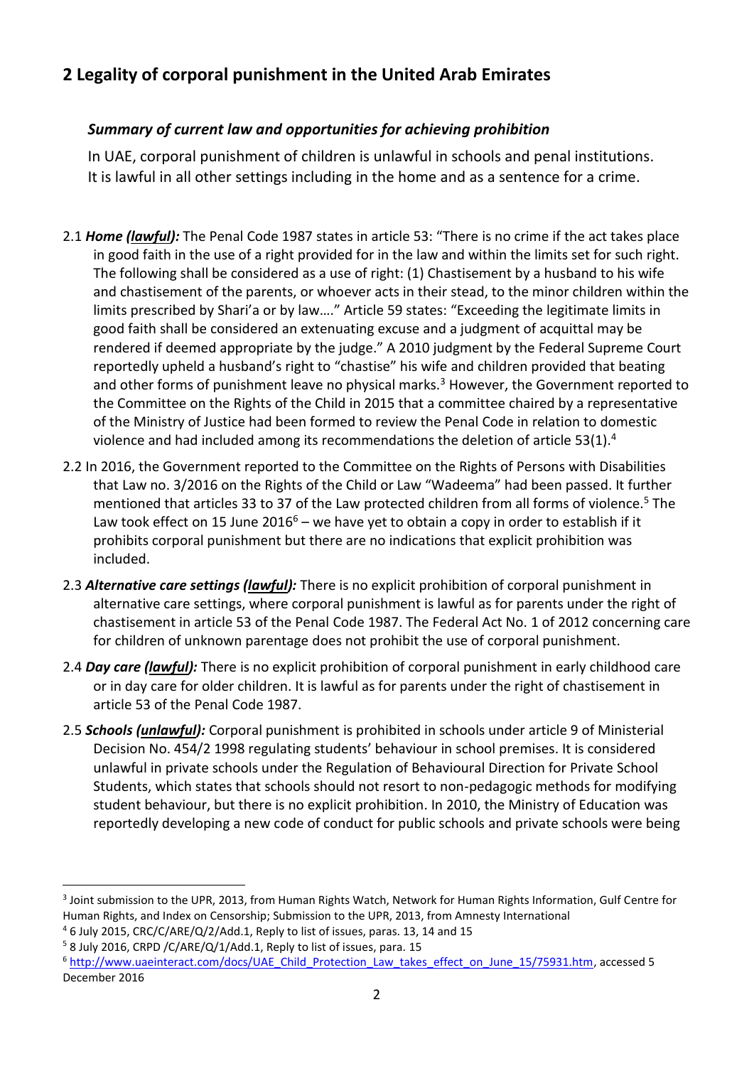## 2 Legality of corporal punishment in the United Arab Emirates

### *Summary of current law and opportunities for achieving prohibition*

In UAE, corporal punishment of children is unlawful in schools and penal institutions. It is lawful in all other settings including in the home and as a sentence for a crime.

2.1 ***Home (lawful):*** The Penal Code 1987 states in article 53: "There is no crime if the act takes place in good faith in the use of a right provided for in the law and within the limits set for such right. The following shall be considered as a use of right: (1) Chastisement by a husband to his wife and chastisement of the parents, or whoever acts in their stead, to the minor children within the limits prescribed by Shari'a or by law…." Article 59 states: "Exceeding the legitimate limits in good faith shall be considered an extenuating excuse and a judgment of acquittal may be rendered if deemed appropriate by the judge." A 2010 judgment by the Federal Supreme Court reportedly upheld a husband's right to "chastise" his wife and children provided that beating and other forms of punishment leave no physical marks.[3] However, the Government reported to the Committee on the Rights of the Child in 2015 that a committee chaired by a representative of the Ministry of Justice had been formed to review the Penal Code in relation to domestic violence and had included among its recommendations the deletion of article 53(1).[4]

2.2 In 2016, the Government reported to the Committee on the Rights of Persons with Disabilities that Law no. 3/2016 on the Rights of the Child or Law "Wadeema" had been passed. It further mentioned that articles 33 to 37 of the Law protected children from all forms of violence.[5] The Law took effect on 15 June 2016[6] – we have yet to obtain a copy in order to establish if it prohibits corporal punishment but there are no indications that explicit prohibition was included.

2.3 ***Alternative care settings (lawful):*** There is no explicit prohibition of corporal punishment in alternative care settings, where corporal punishment is lawful as for parents under the right of chastisement in article 53 of the Penal Code 1987. The Federal Act No. 1 of 2012 concerning care for children of unknown parentage does not prohibit the use of corporal punishment.

2.4 ***Day care (lawful):*** There is no explicit prohibition of corporal punishment in early childhood care or in day care for older children. It is lawful as for parents under the right of chastisement in article 53 of the Penal Code 1987.

2.5 ***Schools (unlawful):*** Corporal punishment is prohibited in schools under article 9 of Ministerial Decision No. 454/2 1998 regulating students' behaviour in school premises. It is considered unlawful in private schools under the Regulation of Behavioural Direction for Private School Students, which states that schools should not resort to non-pedagogic methods for modifying student behaviour, but there is no explicit prohibition. In 2010, the Ministry of Education was reportedly developing a new code of conduct for public schools and private schools were being

---

[3] Joint submission to the UPR, 2013, from Human Rights Watch, Network for Human Rights Information, Gulf Centre for Human Rights, and Index on Censorship; Submission to the UPR, 2013, from Amnesty International

[4] 6 July 2015, CRC/C/ARE/Q/2/Add.1, Reply to list of issues, paras. 13, 14 and 15

[5] 8 July 2016, CRPD /C/ARE/Q/1/Add.1, Reply to list of issues, para. 15

[6] http://www.uaeinteract.com/docs/UAE_Child_Protection_Law_takes_effect_on_June_15/75931.htm, accessed 5 December 2016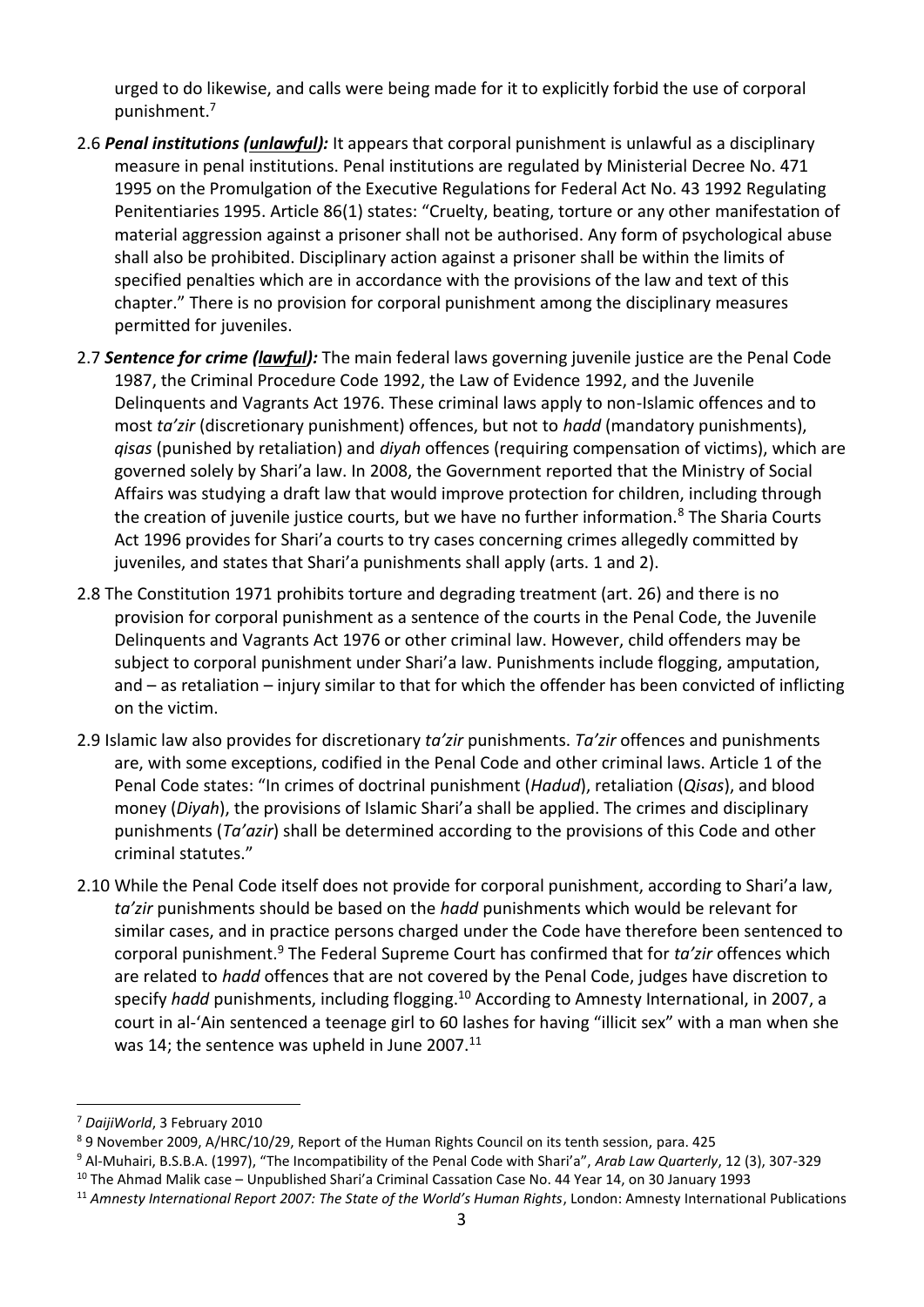urged to do likewise, and calls were being made for it to explicitly forbid the use of corporal punishment.[7]

2.6 ***Penal institutions (unlawful):*** It appears that corporal punishment is unlawful as a disciplinary measure in penal institutions. Penal institutions are regulated by Ministerial Decree No. 471 1995 on the Promulgation of the Executive Regulations for Federal Act No. 43 1992 Regulating Penitentiaries 1995. Article 86(1) states: "Cruelty, beating, torture or any other manifestation of material aggression against a prisoner shall not be authorised. Any form of psychological abuse shall also be prohibited. Disciplinary action against a prisoner shall be within the limits of specified penalties which are in accordance with the provisions of the law and text of this chapter." There is no provision for corporal punishment among the disciplinary measures permitted for juveniles.

2.7 ***Sentence for crime (lawful):*** The main federal laws governing juvenile justice are the Penal Code 1987, the Criminal Procedure Code 1992, the Law of Evidence 1992, and the Juvenile Delinquents and Vagrants Act 1976. These criminal laws apply to non-Islamic offences and to most *ta'zir* (discretionary punishment) offences, but not to *hadd* (mandatory punishments), *qisas* (punished by retaliation) and *diyah* offences (requiring compensation of victims), which are governed solely by Shari'a law. In 2008, the Government reported that the Ministry of Social Affairs was studying a draft law that would improve protection for children, including through the creation of juvenile justice courts, but we have no further information.[8] The Sharia Courts Act 1996 provides for Shari'a courts to try cases concerning crimes allegedly committed by juveniles, and states that Shari'a punishments shall apply (arts. 1 and 2).

2.8 The Constitution 1971 prohibits torture and degrading treatment (art. 26) and there is no provision for corporal punishment as a sentence of the courts in the Penal Code, the Juvenile Delinquents and Vagrants Act 1976 or other criminal law. However, child offenders may be subject to corporal punishment under Shari'a law. Punishments include flogging, amputation, and – as retaliation – injury similar to that for which the offender has been convicted of inflicting on the victim.

2.9 Islamic law also provides for discretionary *ta'zir* punishments. *Ta'zir* offences and punishments are, with some exceptions, codified in the Penal Code and other criminal laws. Article 1 of the Penal Code states: "In crimes of doctrinal punishment (*Hadud*), retaliation (*Qisas*), and blood money (*Diyah*), the provisions of Islamic Shari'a shall be applied. The crimes and disciplinary punishments (*Ta'azir*) shall be determined according to the provisions of this Code and other criminal statutes."

2.10 While the Penal Code itself does not provide for corporal punishment, according to Shari'a law, *ta'zir* punishments should be based on the *hadd* punishments which would be relevant for similar cases, and in practice persons charged under the Code have therefore been sentenced to corporal punishment.[9] The Federal Supreme Court has confirmed that for *ta'zir* offences which are related to *hadd* offences that are not covered by the Penal Code, judges have discretion to specify *hadd* punishments, including flogging.[10] According to Amnesty International, in 2007, a court in al-'Ain sentenced a teenage girl to 60 lashes for having "illicit sex" with a man when she was 14; the sentence was upheld in June 2007.[11]

---

[7] *DaijiWorld*, 3 February 2010

[8] 9 November 2009, A/HRC/10/29, Report of the Human Rights Council on its tenth session, para. 425

[9] Al-Muhairi, B.S.B.A. (1997), "The Incompatibility of the Penal Code with Shari'a", *Arab Law Quarterly*, 12 (3), 307-329

[10] The Ahmad Malik case – Unpublished Shari'a Criminal Cassation Case No. 44 Year 14, on 30 January 1993

[11] *Amnesty International Report 2007: The State of the World's Human Rights*, London: Amnesty International Publications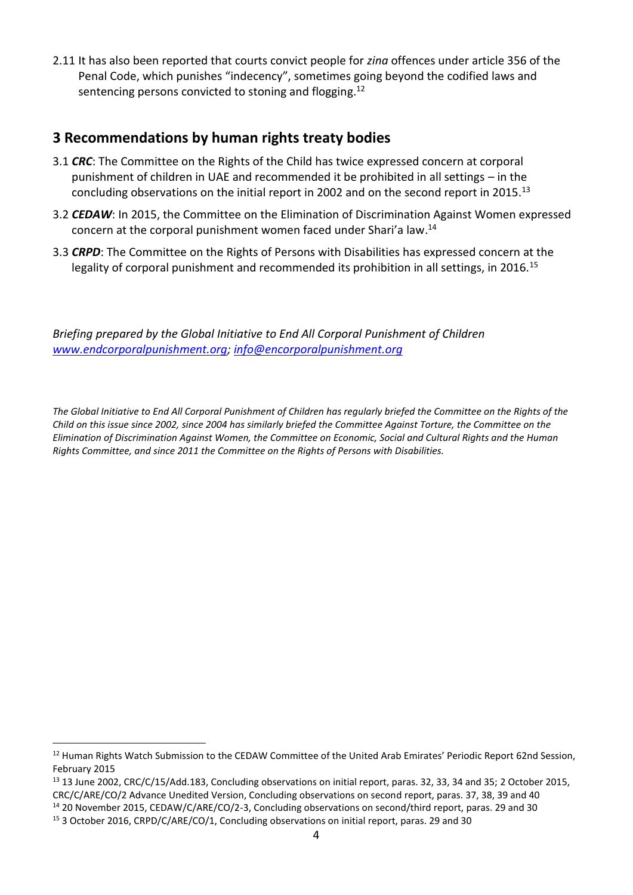2.11 It has also been reported that courts convict people for *zina* offences under article 356 of the Penal Code, which punishes "indecency", sometimes going beyond the codified laws and sentencing persons convicted to stoning and flogging.[12]

## 3 Recommendations by human rights treaty bodies

3.1 ***CRC***: The Committee on the Rights of the Child has twice expressed concern at corporal punishment of children in UAE and recommended it be prohibited in all settings – in the concluding observations on the initial report in 2002 and on the second report in 2015.[13]

3.2 ***CEDAW***: In 2015, the Committee on the Elimination of Discrimination Against Women expressed concern at the corporal punishment women faced under Shari'a law.[14]

3.3 ***CRPD***: The Committee on the Rights of Persons with Disabilities has expressed concern at the legality of corporal punishment and recommended its prohibition in all settings, in 2016.[15]

*Briefing prepared by the Global Initiative to End All Corporal Punishment of Children*
*[www.endcorporalpunishment.org](http://www.endcorporalpunishment.org); [info@encorporalpunishment.org](mailto:info@encorporalpunishment.org)*

*The Global Initiative to End All Corporal Punishment of Children has regularly briefed the Committee on the Rights of the Child on this issue since 2002, since 2004 has similarly briefed the Committee Against Torture, the Committee on the Elimination of Discrimination Against Women, the Committee on Economic, Social and Cultural Rights and the Human Rights Committee, and since 2011 the Committee on the Rights of Persons with Disabilities.*

---

[12] Human Rights Watch Submission to the CEDAW Committee of the United Arab Emirates' Periodic Report 62nd Session, February 2015

[13] 13 June 2002, CRC/C/15/Add.183, Concluding observations on initial report, paras. 32, 33, 34 and 35; 2 October 2015, CRC/C/ARE/CO/2 Advance Unedited Version, Concluding observations on second report, paras. 37, 38, 39 and 40

[14] 20 November 2015, CEDAW/C/ARE/CO/2-3, Concluding observations on second/third report, paras. 29 and 30

[15] 3 October 2016, CRPD/C/ARE/CO/1, Concluding observations on initial report, paras. 29 and 30